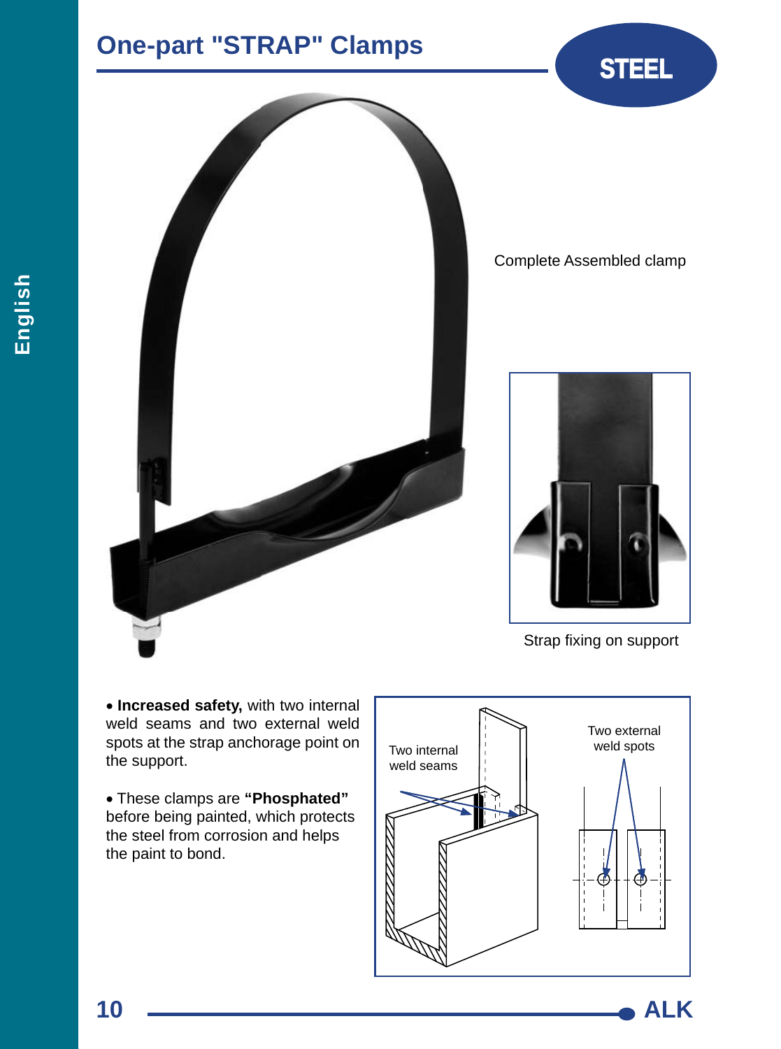# One-part "STRAP" Clamps

STEEL

Complete Assembled clamp

Strap fixing on support

- **Increased safety,** with two internal weld seams and two external weld spots at the strap anchorage point on the support.

- These clamps are **"Phosphated"** before being painted, which protects the steel from corrosion and helps the paint to bond.

Two internal weld seams

Two external weld spots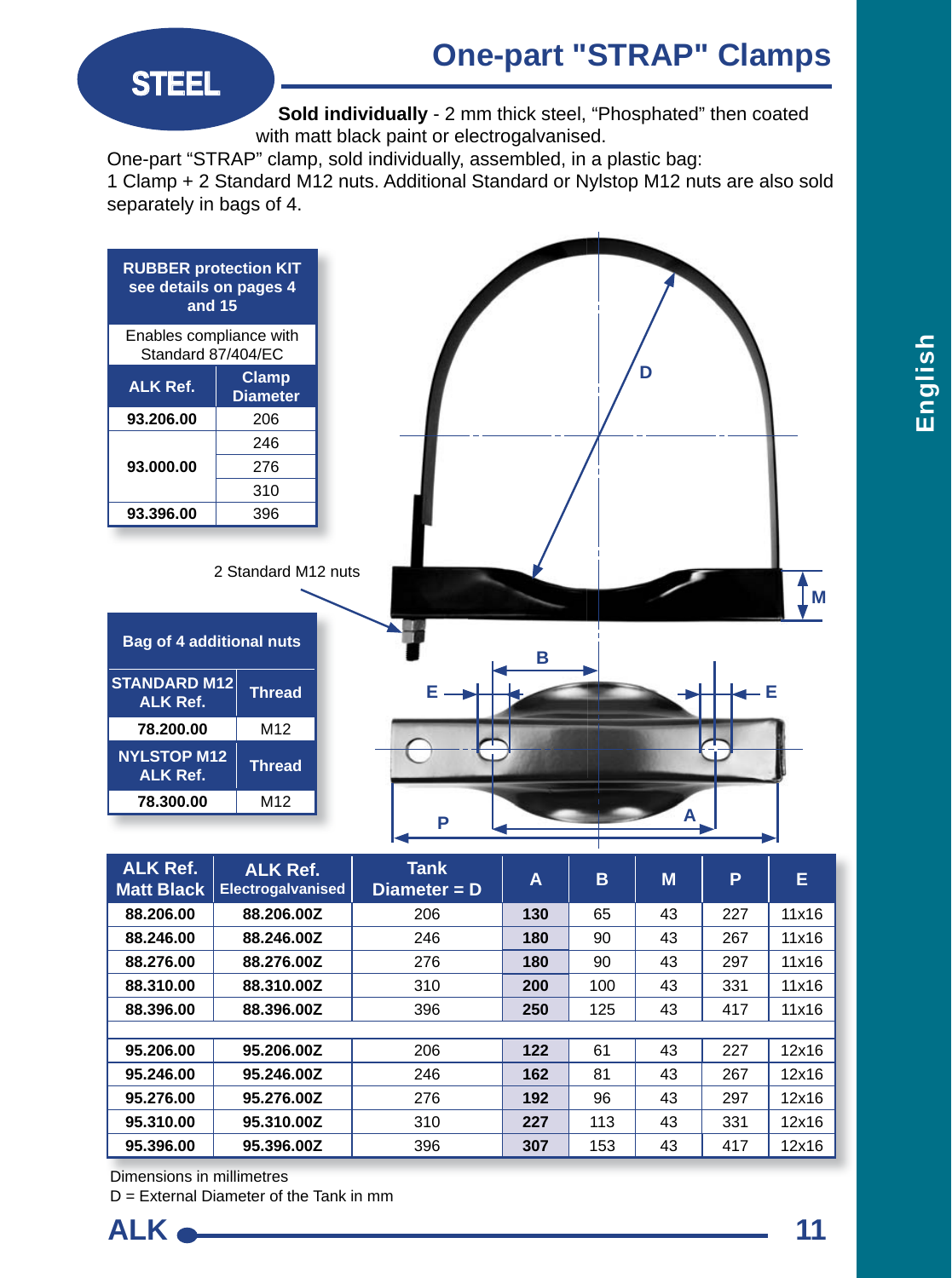STEEL

# One-part "STRAP" Clamps

**Sold individually** - 2 mm thick steel, “Phosphated” then coated with matt black paint or electrogalvanised.

One-part “STRAP” clamp, sold individually, assembled, in a plastic bag:
1 Clamp + 2 Standard M12 nuts. Additional Standard or Nylstop M12 nuts are also sold separately in bags of 4.

**RUBBER protection KIT see details on pages 4 and 15**

Enables compliance with Standard 87/404/EC

| ALK Ref. | Clamp Diameter |
|---|---|
| 93.206.00 | 206 |
| 93.000.00 | 246 |
| | 276 |
| | 310 |
| 93.396.00 | 396 |

2 Standard M12 nuts

**Bag of 4 additional nuts**

| STANDARD M12 ALK Ref. | Thread |
|---|---|
| 78.200.00 | M12 |
| **NYLSTOP M12 ALK Ref.** | **Thread** |
| 78.300.00 | M12 |

D

M

B

E

E

P

A

| ALK Ref. Matt Black | ALK Ref. Electrogalvanised | Tank Diameter = D | A | B | M | P | E |
|---|---|---|---|---|---|---|---|
| 88.206.00 | 88.206.00Z | 206 | 130 | 65 | 43 | 227 | 11x16 |
| 88.246.00 | 88.246.00Z | 246 | 180 | 90 | 43 | 267 | 11x16 |
| 88.276.00 | 88.276.00Z | 276 | 180 | 90 | 43 | 297 | 11x16 |
| 88.310.00 | 88.310.00Z | 310 | 200 | 100 | 43 | 331 | 11x16 |
| 88.396.00 | 88.396.00Z | 396 | 250 | 125 | 43 | 417 | 11x16 |
| | | | | | | | |
| 95.206.00 | 95.206.00Z | 206 | 122 | 61 | 43 | 227 | 12x16 |
| 95.246.00 | 95.246.00Z | 246 | 162 | 81 | 43 | 267 | 12x16 |
| 95.276.00 | 95.276.00Z | 276 | 192 | 96 | 43 | 297 | 12x16 |
| 95.310.00 | 95.310.00Z | 310 | 227 | 113 | 43 | 331 | 12x16 |
| 95.396.00 | 95.396.00Z | 396 | 307 | 153 | 43 | 417 | 12x16 |

Dimensions in millimetres
D = External Diameter of the Tank in mm